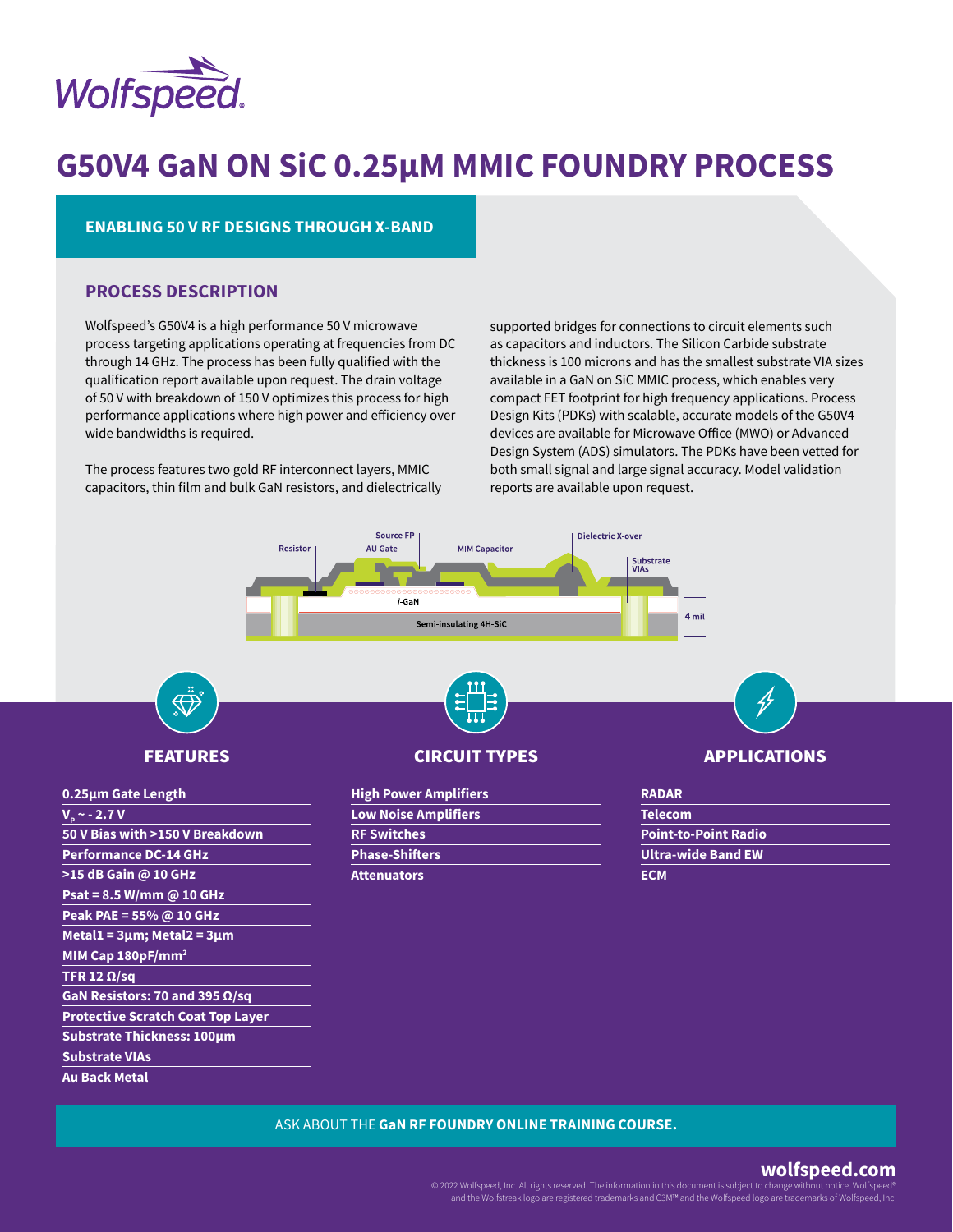# G50V4 GaN ON SiC 0.25μM MMIC FOUNDRY PROCESS

**ENABLING 50 V RF DESIGNS THROUGH X-BAND**

## PROCESS DESCRIPTION

Wolfspeed's G50V4 is a high performance 50 V microwave process targeting applications operating at frequencies from DC through 14 GHz. The process has been fully qualified with the qualification report available upon request. The drain voltage of 50 V with breakdown of 150 V optimizes this process for high performance applications where high power and efficiency over wide bandwidths is required.

The process features two gold RF interconnect layers, MMIC capacitors, thin film and bulk GaN resistors, and dielectrically supported bridges for connections to circuit elements such as capacitors and inductors. The Silicon Carbide substrate thickness is 100 microns and has the smallest substrate VIA sizes available in a GaN on SiC MMIC process, which enables very compact FET footprint for high frequency applications. Process Design Kits (PDKs) with scalable, accurate models of the G50V4 devices are available for Microwave Office (MWO) or Advanced Design System (ADS) simulators. The PDKs have been vetted for both small signal and large signal accuracy. Model validation reports are available upon request.

Resistor | Source FP | AU Gate | MIM Capacitor | Dielectric X-over | Substrate VIAs | *i*-GaN | Semi-insulating 4H-SiC | 4 mil

## FEATURES

- 0.25μm Gate Length
- $V_P$ ~ - 2.7 V
- 50 V Bias with >150 V Breakdown
- Performance DC-14 GHz
- >15 dB Gain @ 10 GHz
- Psat = 8.5 W/mm @ 10 GHz
- Peak PAE = 55% @ 10 GHz
- Metal1 = 3μm; Metal2 = 3μm
- MIM Cap 180pF/mm$^2$
- TFR 12 Ω/sq
- GaN Resistors: 70 and 395 Ω/sq
- Protective Scratch Coat Top Layer
- Substrate Thickness: 100μm
- Substrate VIAs
- Au Back Metal

## CIRCUIT TYPES

- High Power Amplifiers
- Low Noise Amplifiers
- RF Switches
- Phase-Shifters
- Attenuators

## APPLICATIONS

- RADAR
- Telecom
- Point-to-Point Radio
- Ultra-wide Band EW
- ECM

ASK ABOUT THE **GaN RF FOUNDRY ONLINE TRAINING COURSE.**

**wolfspeed.com**

© 2022 Wolfspeed, Inc. All rights reserved. The information in this document is subject to change without notice. Wolfspeed® and the Wolfstreak logo are registered trademarks and C3M™ and the Wolfspeed logo are trademarks of Wolfspeed, Inc.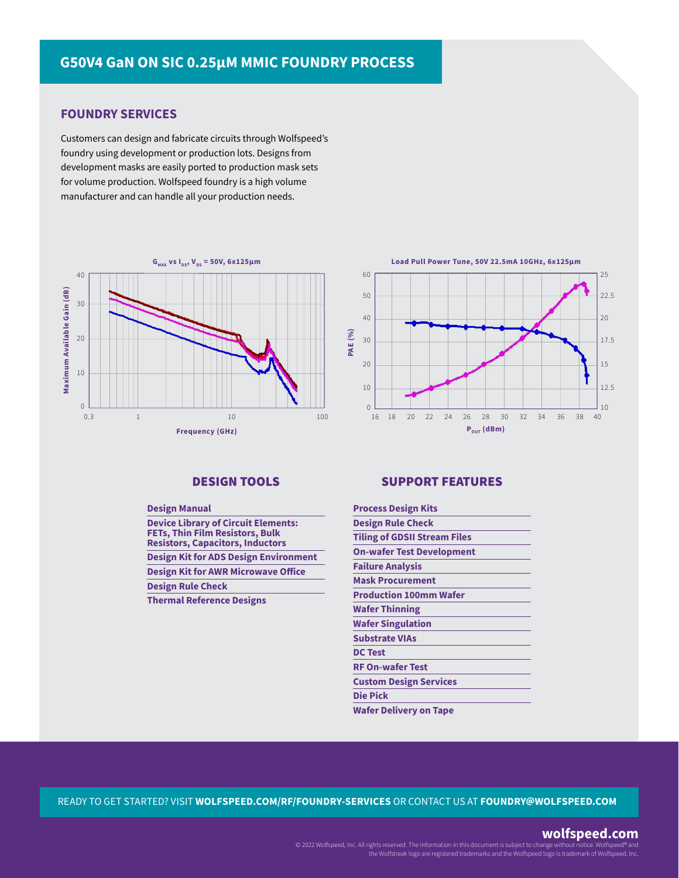## G50V4 GaN ON SIC 0.25µM MMIC FOUNDRY PROCESS

### FOUNDRY SERVICES

Customers can design and fabricate circuits through Wolfspeed's foundry using development or production lots. Designs from development masks are easily ported to production mask sets for volume production. Wolfspeed foundry is a high volume manufacturer and can handle all your production needs.

$G_{MAX}$ vs $I_{DS}$, $V_{DS}$ = 50V, 6x125µm

Maximum Available Gain (dB)

40
30
20
10
0

0.3
1
10
100

Frequency (GHz)

Load Pull Power Tune, 50V 22.5mA 10GHz, 6x125µm

PAE (%)

60
50
40
30
20
10
0

25
22.5
20
17.5
15
12.5
10

16 18 20 22 24 26 28 30 32 34 36 38 40

$P_{OUT}$ (dBm)

### DESIGN TOOLS

- **Design Manual**
- **Device Library of Circuit Elements: FETs, Thin Film Resistors, Bulk Resistors, Capacitors, Inductors**
- **Design Kit for ADS Design Environment**
- **Design Kit for AWR Microwave Office**
- **Design Rule Check**
- **Thermal Reference Designs**

### SUPPORT FEATURES

- **Process Design Kits**
- **Design Rule Check**
- **Tiling of GDSII Stream Files**
- **On-wafer Test Development**
- **Failure Analysis**
- **Mask Procurement**
- **Production 100mm Wafer**
- **Wafer Thinning**
- **Wafer Singulation**
- **Substrate VIAs**
- **DC Test**
- **RF On-wafer Test**
- **Custom Design Services**
- **Die Pick**
- **Wafer Delivery on Tape**

READY TO GET STARTED? VISIT **WOLFSPEED.COM/RF/FOUNDRY-SERVICES** OR CONTACT US AT **FOUNDRY@WOLFSPEED.COM**

**wolfspeed.com**

© 2022 Wolfspeed, Inc. All rights reserved. The information in this document is subject to change without notice. Wolfspeed® and the Wolfstreak logo are registered trademarks and the Wolfspeed logo is trademark of Wolfspeed, Inc.